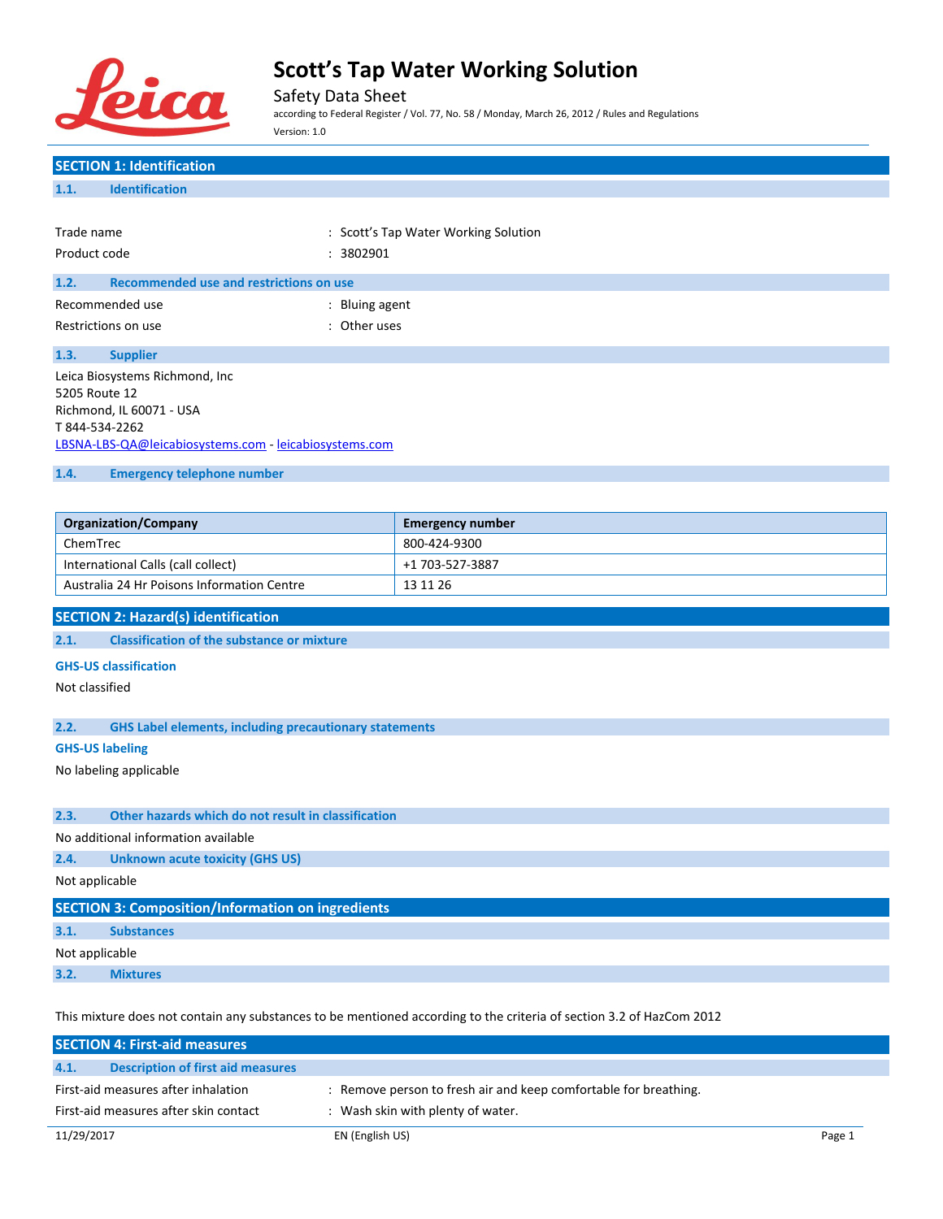# Scott's Tap Water Working Solution

Safety Data Sheet

according to Federal Register / Vol. 77, No. 58 / Monday, March 26, 2012 / Rules and Regulations

Version: 1.0

## SECTION 1: Identification

### 1.1. Identification

Trade name : Scott's Tap Water Working Solution

Product code : 3802901

### 1.2. Recommended use and restrictions on use

Recommended use : Bluing agent

Restrictions on use : Other uses

### 1.3. Supplier

Leica Biosystems Richmond, Inc
5205 Route 12
Richmond, IL 60071 - USA
T 844-534-2262
LBSNA-LBS-QA@leicabiosystems.com - leicabiosystems.com

### 1.4. Emergency telephone number

| Organization/Company | Emergency number |
|---|---|
| ChemTrec | 800-424-9300 |
| International Calls (call collect) | +1 703-527-3887 |
| Australia 24 Hr Poisons Information Centre | 13 11 26 |

## SECTION 2: Hazard(s) identification

### 2.1. Classification of the substance or mixture

**GHS-US classification**

Not classified

### 2.2. GHS Label elements, including precautionary statements

**GHS-US labeling**

No labeling applicable

### 2.3. Other hazards which do not result in classification

No additional information available

### 2.4. Unknown acute toxicity (GHS US)

Not applicable

## SECTION 3: Composition/Information on ingredients

### 3.1. Substances

Not applicable

### 3.2. Mixtures

This mixture does not contain any substances to be mentioned according to the criteria of section 3.2 of HazCom 2012

## SECTION 4: First-aid measures

### 4.1. Description of first aid measures

First-aid measures after inhalation : Remove person to fresh air and keep comfortable for breathing.

First-aid measures after skin contact : Wash skin with plenty of water.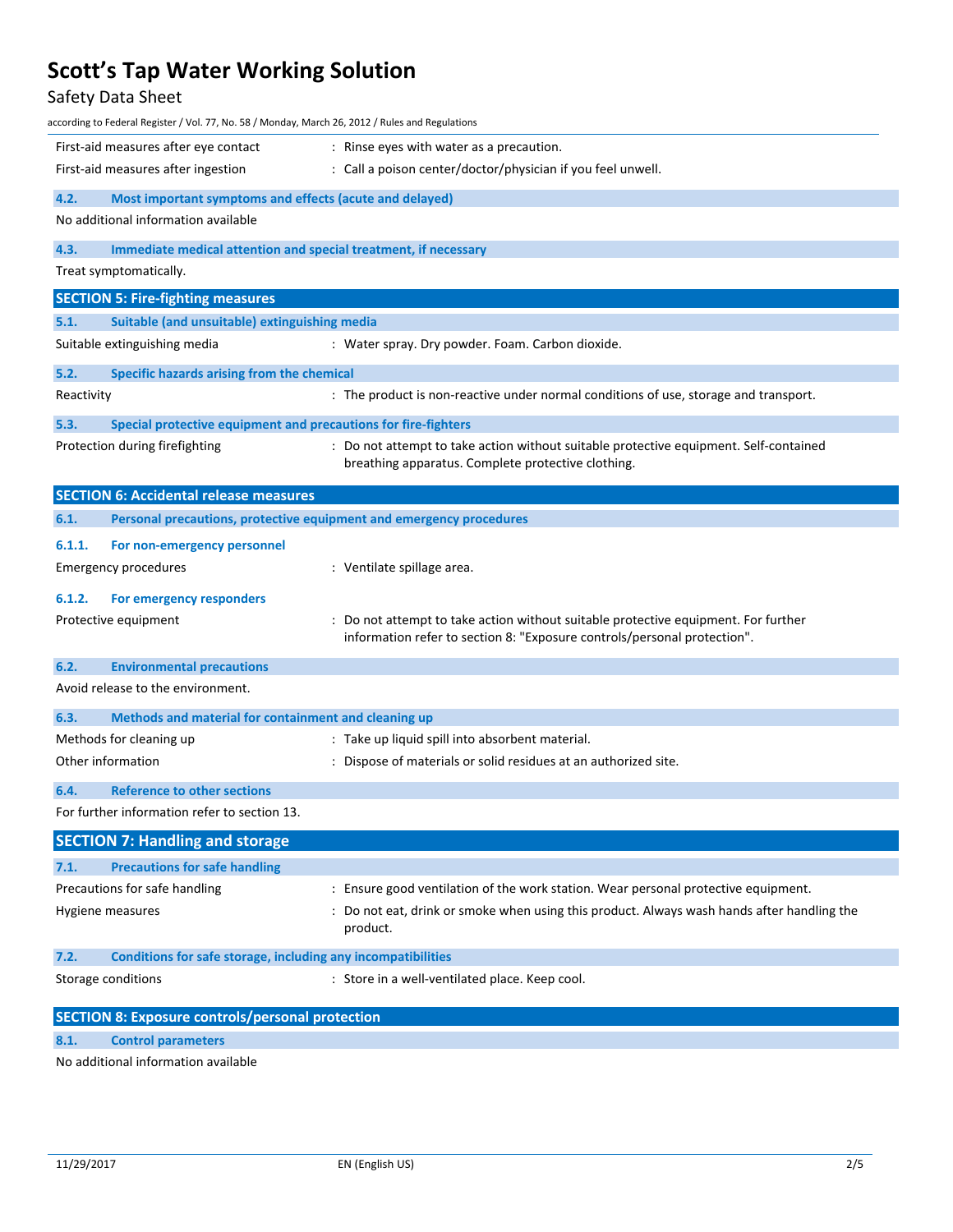First-aid measures after eye contact : Rinse eyes with water as a precaution.

First-aid measures after ingestion : Call a poison center/doctor/physician if you feel unwell.

### 4.2. Most important symptoms and effects (acute and delayed)

No additional information available

### 4.3. Immediate medical attention and special treatment, if necessary

Treat symptomatically.

## SECTION 5: Fire-fighting measures

### 5.1. Suitable (and unsuitable) extinguishing media

Suitable extinguishing media : Water spray. Dry powder. Foam. Carbon dioxide.

### 5.2. Specific hazards arising from the chemical

Reactivity : The product is non-reactive under normal conditions of use, storage and transport.

### 5.3. Special protective equipment and precautions for fire-fighters

Protection during firefighting : Do not attempt to take action without suitable protective equipment. Self-contained breathing apparatus. Complete protective clothing.

## SECTION 6: Accidental release measures

### 6.1. Personal precautions, protective equipment and emergency procedures

#### 6.1.1. For non-emergency personnel

Emergency procedures : Ventilate spillage area.

#### 6.1.2. For emergency responders

Protective equipment : Do not attempt to take action without suitable protective equipment. For further information refer to section 8: "Exposure controls/personal protection".

### 6.2. Environmental precautions

Avoid release to the environment.

### 6.3. Methods and material for containment and cleaning up

Methods for cleaning up : Take up liquid spill into absorbent material.

Other information : Dispose of materials or solid residues at an authorized site.

### 6.4. Reference to other sections

For further information refer to section 13.

## SECTION 7: Handling and storage

### 7.1. Precautions for safe handling

Precautions for safe handling : Ensure good ventilation of the work station. Wear personal protective equipment.

Hygiene measures : Do not eat, drink or smoke when using this product. Always wash hands after handling the product.

### 7.2. Conditions for safe storage, including any incompatibilities

Storage conditions : Store in a well-ventilated place. Keep cool.

## SECTION 8: Exposure controls/personal protection

### 8.1. Control parameters

No additional information available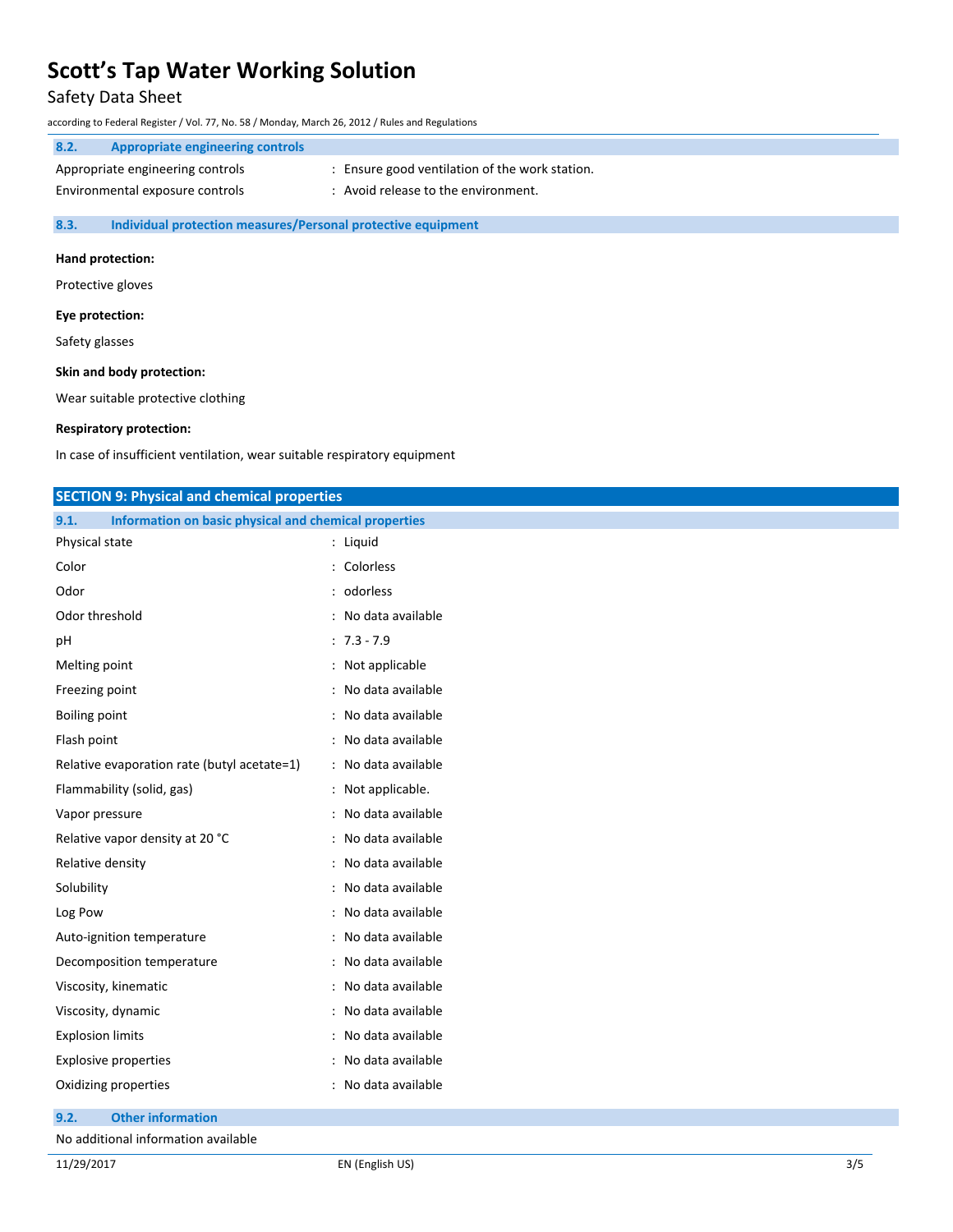### 8.2. Appropriate engineering controls

| | |
|---|---|
| Appropriate engineering controls | : Ensure good ventilation of the work station. |
| Environmental exposure controls | : Avoid release to the environment. |

### 8.3. Individual protection measures/Personal protective equipment

**Hand protection:**

Protective gloves

**Eye protection:**

Safety glasses

**Skin and body protection:**

Wear suitable protective clothing

**Respiratory protection:**

In case of insufficient ventilation, wear suitable respiratory equipment

## SECTION 9: Physical and chemical properties

### 9.1. Information on basic physical and chemical properties

| | |
|---|---|
| Physical state | : Liquid |
| Color | : Colorless |
| Odor | : odorless |
| Odor threshold | : No data available |
| pH | : 7.3 - 7.9 |
| Melting point | : Not applicable |
| Freezing point | : No data available |
| Boiling point | : No data available |
| Flash point | : No data available |
| Relative evaporation rate (butyl acetate=1) | : No data available |
| Flammability (solid, gas) | : Not applicable. |
| Vapor pressure | : No data available |
| Relative vapor density at 20 °C | : No data available |
| Relative density | : No data available |
| Solubility | : No data available |
| Log Pow | : No data available |
| Auto-ignition temperature | : No data available |
| Decomposition temperature | : No data available |
| Viscosity, kinematic | : No data available |
| Viscosity, dynamic | : No data available |
| Explosion limits | : No data available |
| Explosive properties | : No data available |
| Oxidizing properties | : No data available |

### 9.2. Other information

No additional information available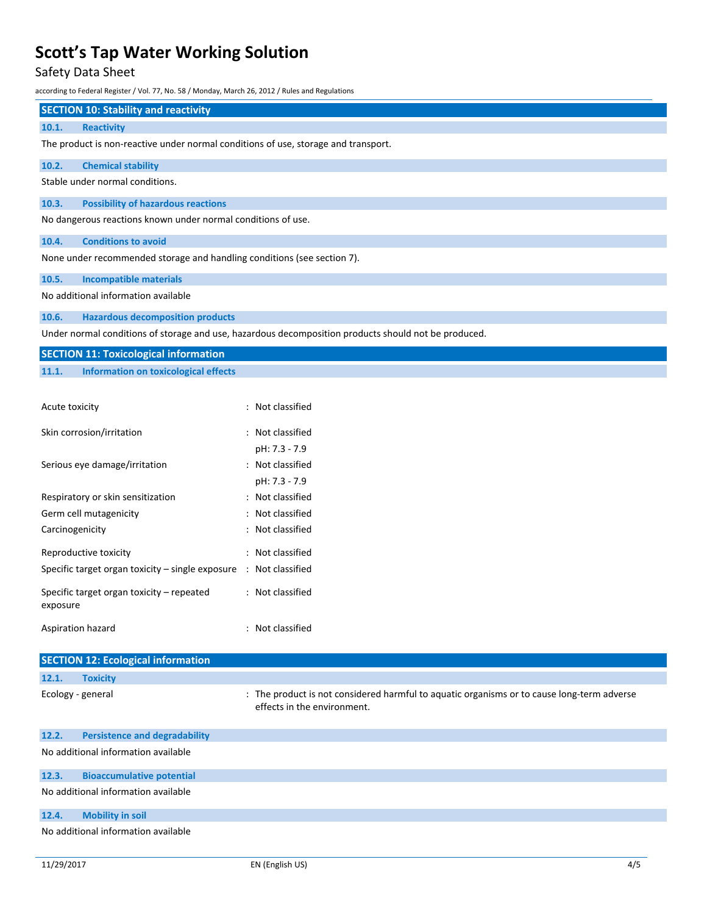## SECTION 10: Stability and reactivity

### 10.1. Reactivity

The product is non-reactive under normal conditions of use, storage and transport.

### 10.2. Chemical stability

Stable under normal conditions.

### 10.3. Possibility of hazardous reactions

No dangerous reactions known under normal conditions of use.

### 10.4. Conditions to avoid

None under recommended storage and handling conditions (see section 7).

### 10.5. Incompatible materials

No additional information available

### 10.6. Hazardous decomposition products

Under normal conditions of storage and use, hazardous decomposition products should not be produced.

## SECTION 11: Toxicological information

### 11.1. Information on toxicological effects

| | |
|---|---|
| Acute toxicity | : Not classified |
| Skin corrosion/irritation | : Not classified<br>pH: 7.3 - 7.9 |
| Serious eye damage/irritation | : Not classified<br>pH: 7.3 - 7.9 |
| Respiratory or skin sensitization | : Not classified |
| Germ cell mutagenicity | : Not classified |
| Carcinogenicity | : Not classified |
| Reproductive toxicity | : Not classified |
| Specific target organ toxicity – single exposure | : Not classified |
| Specific target organ toxicity – repeated exposure | : Not classified |
| Aspiration hazard | : Not classified |

## SECTION 12: Ecological information

### 12.1. Toxicity

| | |
|---|---|
| Ecology - general | : The product is not considered harmful to aquatic organisms or to cause long-term adverse effects in the environment. |

### 12.2. Persistence and degradability

No additional information available

### 12.3. Bioaccumulative potential

No additional information available

### 12.4. Mobility in soil

No additional information available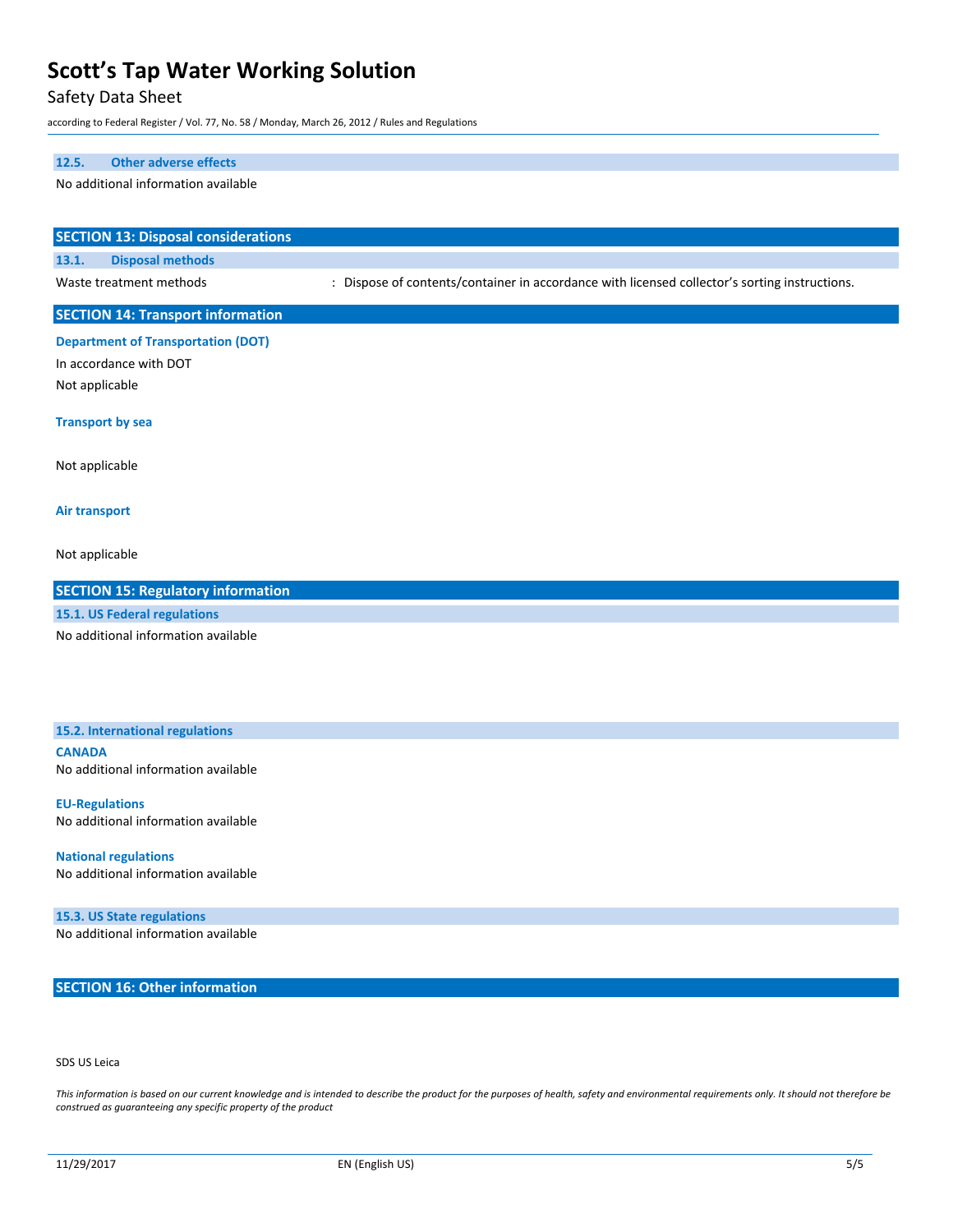### 12.5. Other adverse effects

No additional information available

## SECTION 13: Disposal considerations

### 13.1. Disposal methods

Waste treatment methods : Dispose of contents/container in accordance with licensed collector's sorting instructions.

## SECTION 14: Transport information

**Department of Transportation (DOT)**

In accordance with DOT

Not applicable

**Transport by sea**

Not applicable

**Air transport**

Not applicable

## SECTION 15: Regulatory information

### 15.1. US Federal regulations

No additional information available

### 15.2. International regulations

**CANADA**

No additional information available

**EU-Regulations**

No additional information available

**National regulations**

No additional information available

### 15.3. US State regulations

No additional information available

## SECTION 16: Other information

SDS US Leica

*This information is based on our current knowledge and is intended to describe the product for the purposes of health, safety and environmental requirements only. It should not therefore be construed as guaranteeing any specific property of the product*